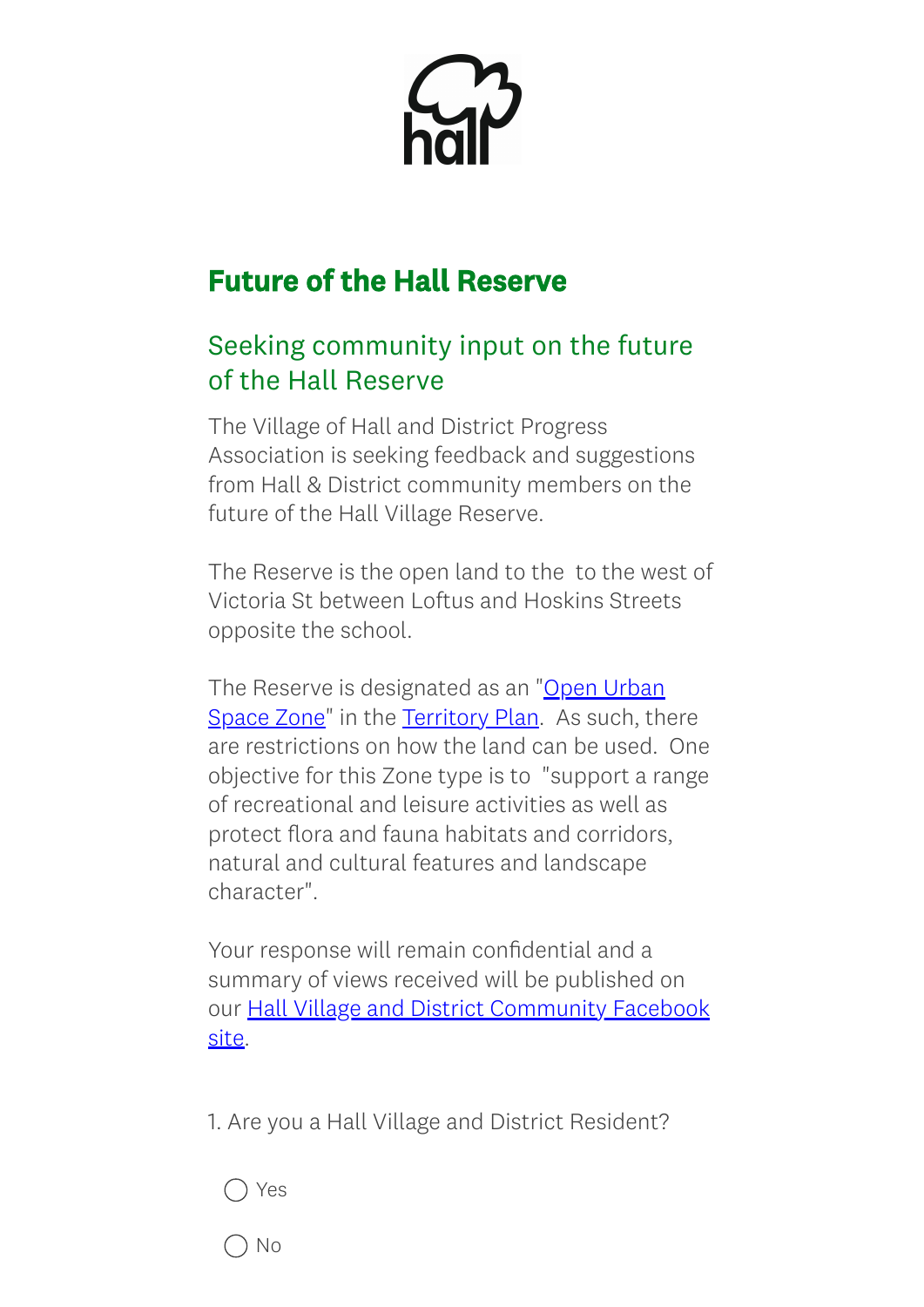# Future of the Hall Reserve

## Seeking community input on the future of the Hall Reserve

The Village of Hall and District Progress Association is seeking feedback and suggestions from Hall & District community members on the future of the Hall Village Reserve.

The Reserve is the open land to the  to the west of Victoria St between Loftus and Hoskins Streets opposite the school.

The Reserve is designated as an "Open Urban Space Zone" in the Territory Plan.  As such, there are restrictions on how the land can be used.  One objective for this Zone type is to  "support a range of recreational and leisure activities as well as protect flora and fauna habitats and corridors, natural and cultural features and landscape character".

Your response will remain confidential and a summary of views received will be published on our Hall Village and District Community Facebook site.

1. Are you a Hall Village and District Resident?

◯ Yes

◯ No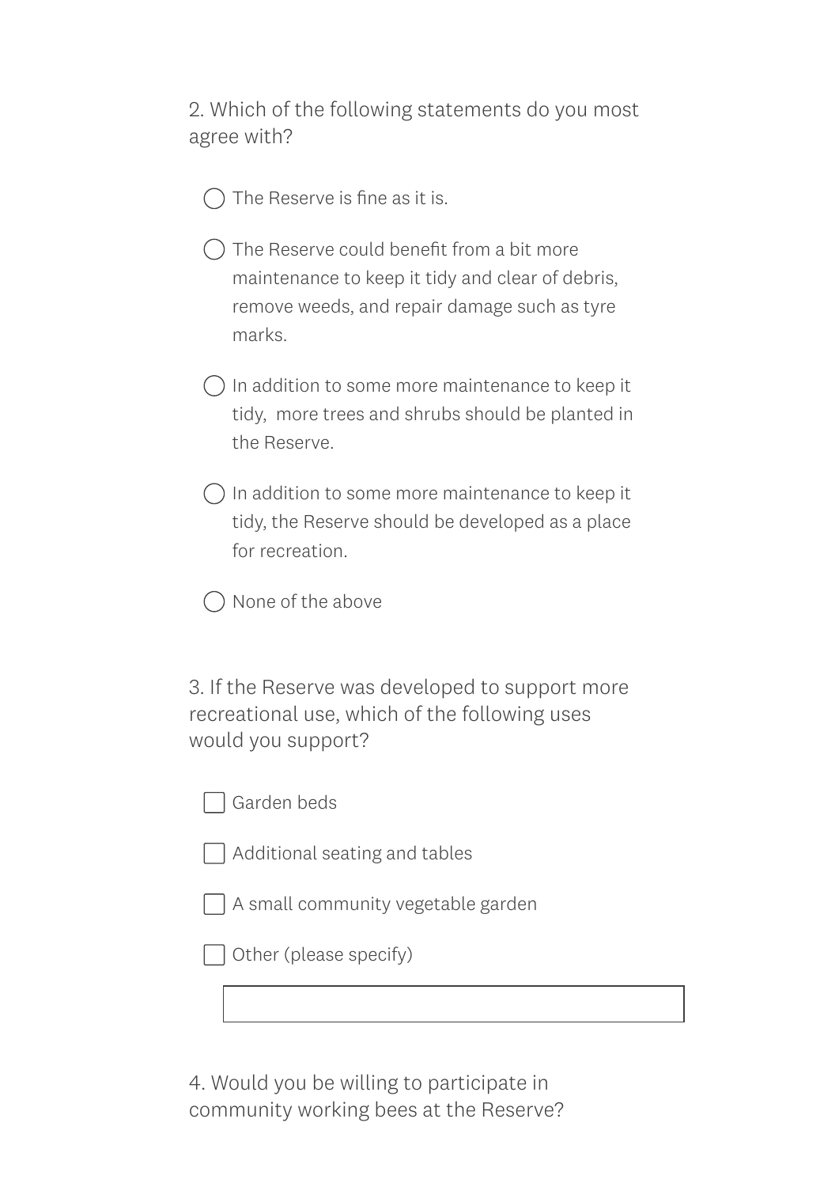2. Which of the following statements do you most agree with?

- ◯ The Reserve is fine as it is.
- ◯ The Reserve could benefit from a bit more maintenance to keep it tidy and clear of debris, remove weeds, and repair damage such as tyre marks.
- ◯ In addition to some more maintenance to keep it tidy, more trees and shrubs should be planted in the Reserve.
- ◯ In addition to some more maintenance to keep it tidy, the Reserve should be developed as a place for recreation.
- ◯ None of the above

3. If the Reserve was developed to support more recreational use, which of the following uses would you support?

- [ ] Garden beds
- [ ] Additional seating and tables
- [ ] A small community vegetable garden
- [ ] Other (please specify)

\_\_\_\_\_\_\_\_\_\_\_\_\_\_\_\_\_\_\_\_\_\_\_\_\_\_\_\_\_\_\_\_\_\_\_\_\_\_\_\_

4. Would you be willing to participate in community working bees at the Reserve?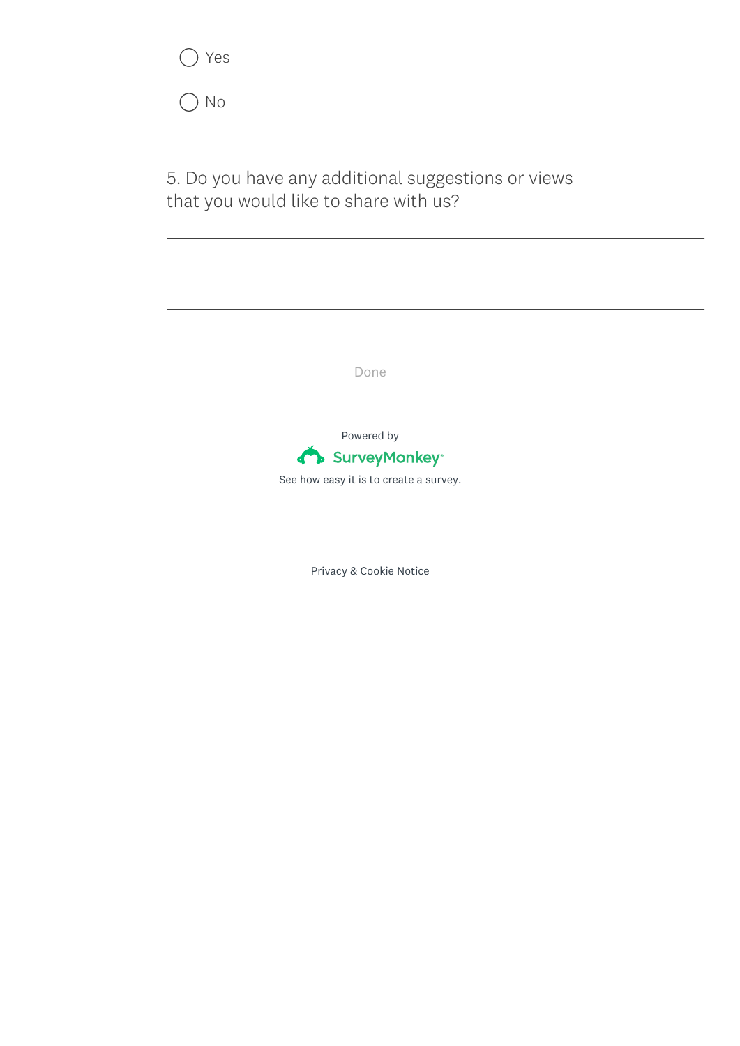- ◯ Yes
- ◯ No

5. Do you have any additional suggestions or views that you would like to share with us?

Done

Powered by
SurveyMonkey

See how easy it is to create a survey.

Privacy & Cookie Notice